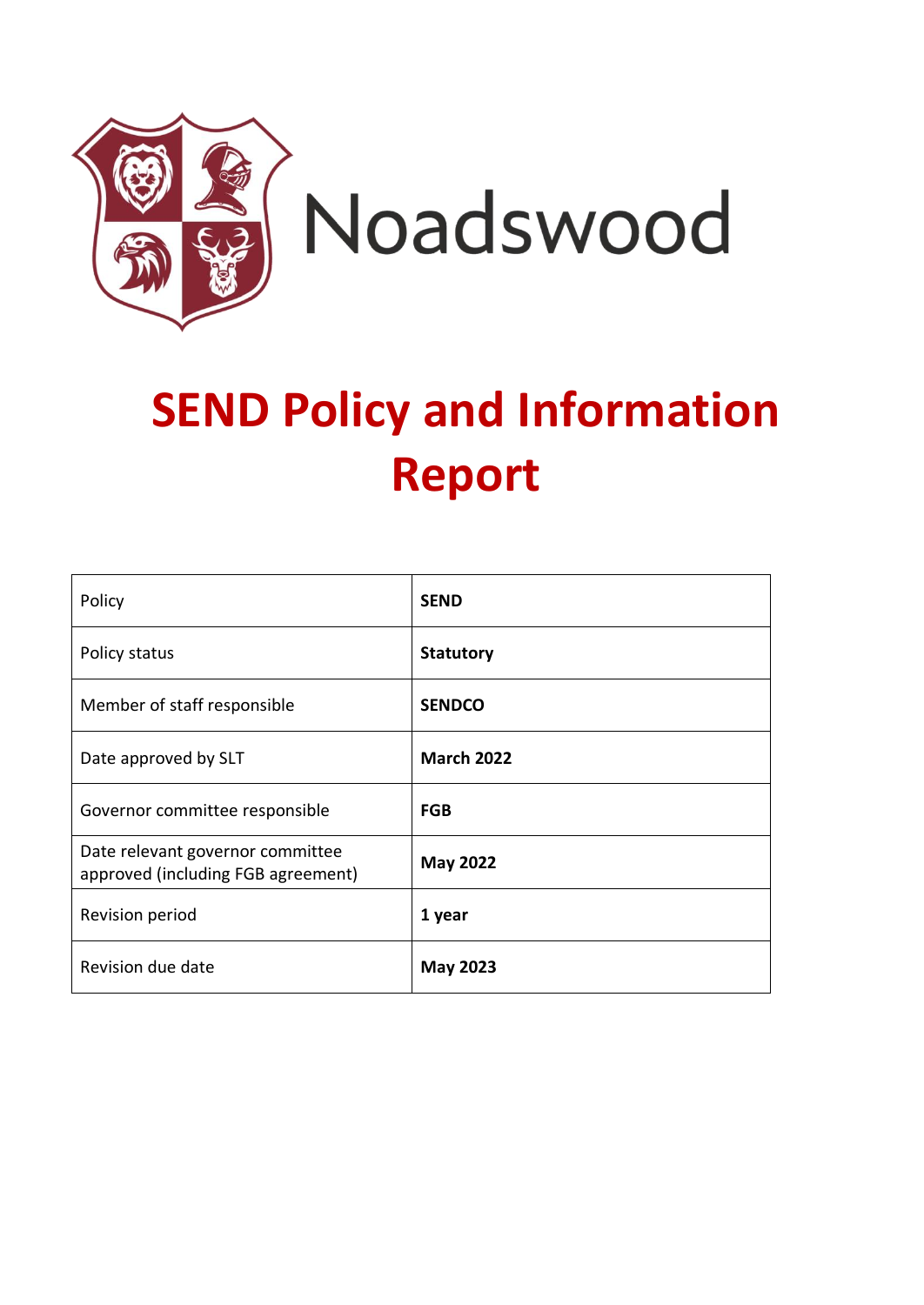Noadswood

# SEND Policy and Information Report

| Policy | **SEND** |
|---|---|
| Policy status | **Statutory** |
| Member of staff responsible | **SENDCO** |
| Date approved by SLT | **March 2022** |
| Governor committee responsible | **FGB** |
| Date relevant governor committee approved (including FGB agreement) | **May 2022** |
| Revision period | **1 year** |
| Revision due date | **May 2023** |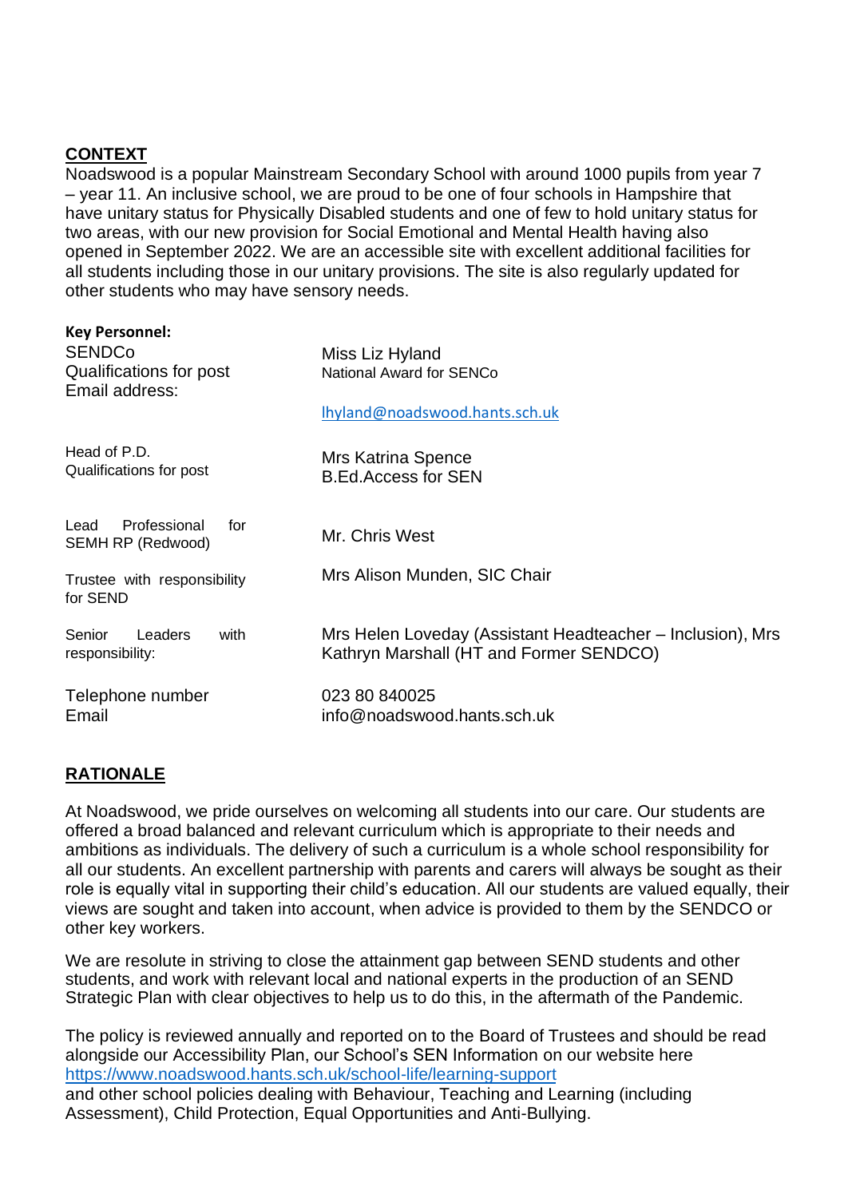## CONTEXT

Noadswood is a popular Mainstream Secondary School with around 1000 pupils from year 7 – year 11. An inclusive school, we are proud to be one of four schools in Hampshire that have unitary status for Physically Disabled students and one of few to hold unitary status for two areas, with our new provision for Social Emotional and Mental Health having also opened in September 2022. We are an accessible site with excellent additional facilities for all students including those in our unitary provisions. The site is also regularly updated for other students who may have sensory needs.

**Key Personnel:**

| | |
|---|---|
| SENDCo<br>Qualifications for post<br>Email address: | Miss Liz Hyland<br>National Award for SENCo<br>lhyland@noadswood.hants.sch.uk |
| Head of P.D.<br>Qualifications for post | Mrs Katrina Spence<br>B.Ed.Access for SEN |
| Lead Professional for SEMH RP (Redwood) | Mr. Chris West |
| Trustee with responsibility for SEND | Mrs Alison Munden, SIC Chair |
| Senior Leaders with responsibility: | Mrs Helen Loveday (Assistant Headteacher – Inclusion), Mrs Kathryn Marshall (HT and Former SENDCO) |
| Telephone number<br>Email | 023 80 840025<br>info@noadswood.hants.sch.uk |

## RATIONALE

At Noadswood, we pride ourselves on welcoming all students into our care. Our students are offered a broad balanced and relevant curriculum which is appropriate to their needs and ambitions as individuals. The delivery of such a curriculum is a whole school responsibility for all our students. An excellent partnership with parents and carers will always be sought as their role is equally vital in supporting their child's education. All our students are valued equally, their views are sought and taken into account, when advice is provided to them by the SENDCO or other key workers.

We are resolute in striving to close the attainment gap between SEND students and other students, and work with relevant local and national experts in the production of an SEND Strategic Plan with clear objectives to help us to do this, in the aftermath of the Pandemic.

The policy is reviewed annually and reported on to the Board of Trustees and should be read alongside our Accessibility Plan, our School's SEN Information on our website here https://www.noadswood.hants.sch.uk/school-life/learning-support and other school policies dealing with Behaviour, Teaching and Learning (including Assessment), Child Protection, Equal Opportunities and Anti-Bullying.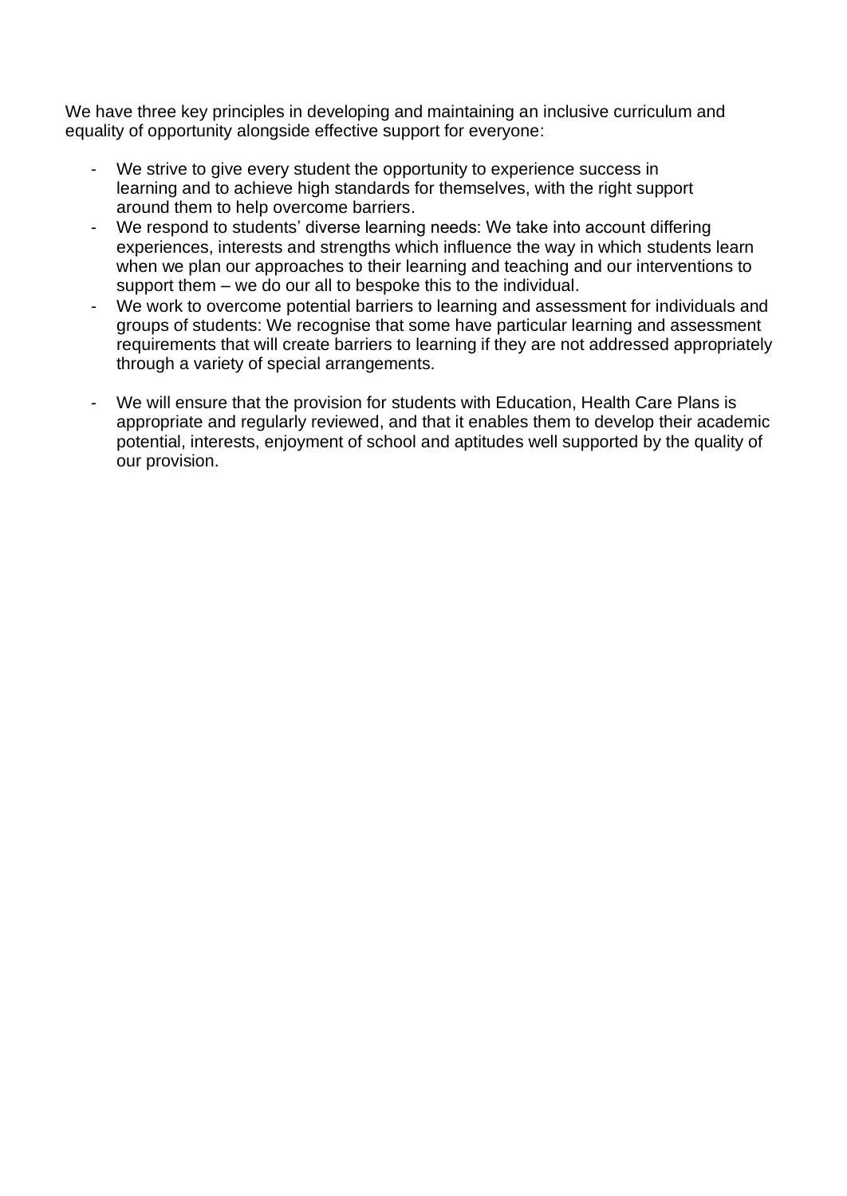We have three key principles in developing and maintaining an inclusive curriculum and equality of opportunity alongside effective support for everyone:

- We strive to give every student the opportunity to experience success in learning and to achieve high standards for themselves, with the right support around them to help overcome barriers.
- We respond to students' diverse learning needs: We take into account differing experiences, interests and strengths which influence the way in which students learn when we plan our approaches to their learning and teaching and our interventions to support them – we do our all to bespoke this to the individual.
- We work to overcome potential barriers to learning and assessment for individuals and groups of students: We recognise that some have particular learning and assessment requirements that will create barriers to learning if they are not addressed appropriately through a variety of special arrangements.

- We will ensure that the provision for students with Education, Health Care Plans is appropriate and regularly reviewed, and that it enables them to develop their academic potential, interests, enjoyment of school and aptitudes well supported by the quality of our provision.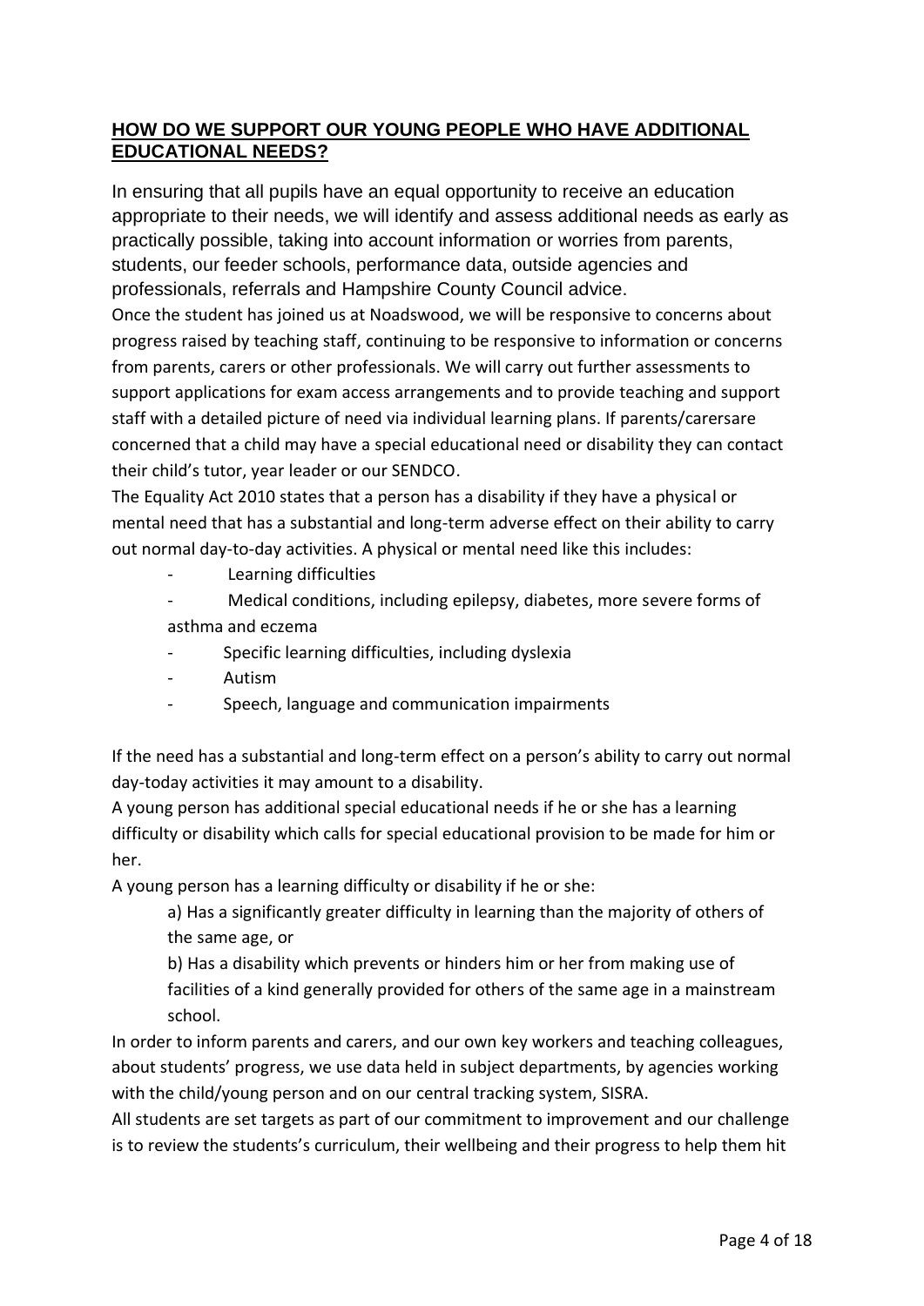## HOW DO WE SUPPORT OUR YOUNG PEOPLE WHO HAVE ADDITIONAL EDUCATIONAL NEEDS?

In ensuring that all pupils have an equal opportunity to receive an education appropriate to their needs, we will identify and assess additional needs as early as practically possible, taking into account information or worries from parents, students, our feeder schools, performance data, outside agencies and professionals, referrals and Hampshire County Council advice.

Once the student has joined us at Noadswood, we will be responsive to concerns about progress raised by teaching staff, continuing to be responsive to information or concerns from parents, carers or other professionals. We will carry out further assessments to support applications for exam access arrangements and to provide teaching and support staff with a detailed picture of need via individual learning plans. If parents/carersare concerned that a child may have a special educational need or disability they can contact their child's tutor, year leader or our SENDCO.

The Equality Act 2010 states that a person has a disability if they have a physical or mental need that has a substantial and long-term adverse effect on their ability to carry out normal day-to-day activities. A physical or mental need like this includes:

- Learning difficulties
- Medical conditions, including epilepsy, diabetes, more severe forms of asthma and eczema
- Specific learning difficulties, including dyslexia
- Autism
- Speech, language and communication impairments

If the need has a substantial and long-term effect on a person's ability to carry out normal day-today activities it may amount to a disability.

A young person has additional special educational needs if he or she has a learning difficulty or disability which calls for special educational provision to be made for him or her.

A young person has a learning difficulty or disability if he or she:

a) Has a significantly greater difficulty in learning than the majority of others of the same age, or

b) Has a disability which prevents or hinders him or her from making use of facilities of a kind generally provided for others of the same age in a mainstream school.

In order to inform parents and carers, and our own key workers and teaching colleagues, about students' progress, we use data held in subject departments, by agencies working with the child/young person and on our central tracking system, SISRA.

All students are set targets as part of our commitment to improvement and our challenge is to review the students's curriculum, their wellbeing and their progress to help them hit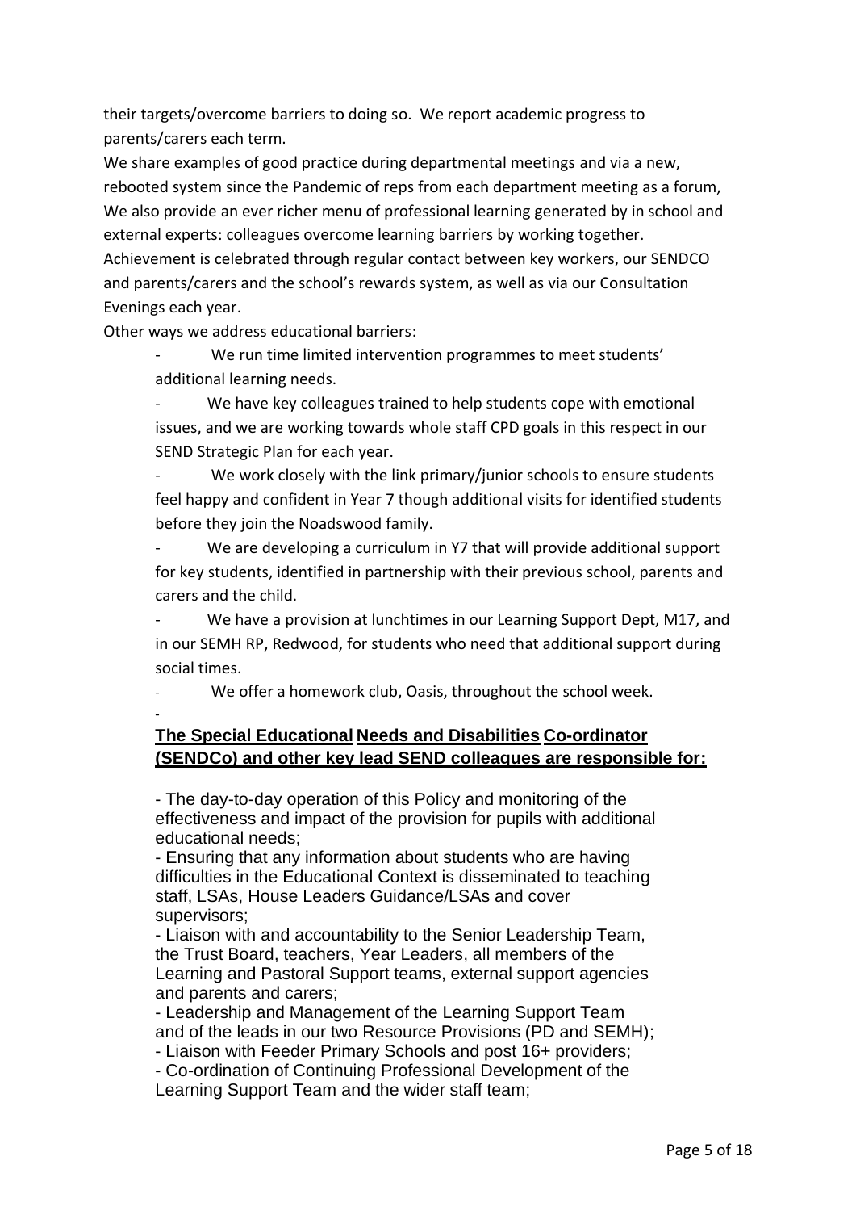their targets/overcome barriers to doing so. We report academic progress to parents/carers each term.

We share examples of good practice during departmental meetings and via a new, rebooted system since the Pandemic of reps from each department meeting as a forum, We also provide an ever richer menu of professional learning generated by in school and external experts: colleagues overcome learning barriers by working together.

Achievement is celebrated through regular contact between key workers, our SENDCO and parents/carers and the school's rewards system, as well as via our Consultation Evenings each year.

Other ways we address educational barriers:

- We run time limited intervention programmes to meet students' additional learning needs.
- We have key colleagues trained to help students cope with emotional issues, and we are working towards whole staff CPD goals in this respect in our SEND Strategic Plan for each year.
- We work closely with the link primary/junior schools to ensure students feel happy and confident in Year 7 though additional visits for identified students before they join the Noadswood family.
- We are developing a curriculum in Y7 that will provide additional support for key students, identified in partnership with their previous school, parents and carers and the child.
- We have a provision at lunchtimes in our Learning Support Dept, M17, and in our SEMH RP, Redwood, for students who need that additional support during social times.
- We offer a homework club, Oasis, throughout the school week.

**The Special Educational Needs and Disabilities Co-ordinator (SENDCo) and other key lead SEND colleagues are responsible for:**

- The day-to-day operation of this Policy and monitoring of the effectiveness and impact of the provision for pupils with additional educational needs;
- Ensuring that any information about students who are having difficulties in the Educational Context is disseminated to teaching staff, LSAs, House Leaders Guidance/LSAs and cover supervisors;
- Liaison with and accountability to the Senior Leadership Team, the Trust Board, teachers, Year Leaders, all members of the Learning and Pastoral Support teams, external support agencies and parents and carers;
- Leadership and Management of the Learning Support Team and of the leads in our two Resource Provisions (PD and SEMH);
- Liaison with Feeder Primary Schools and post 16+ providers;
- Co-ordination of Continuing Professional Development of the Learning Support Team and the wider staff team;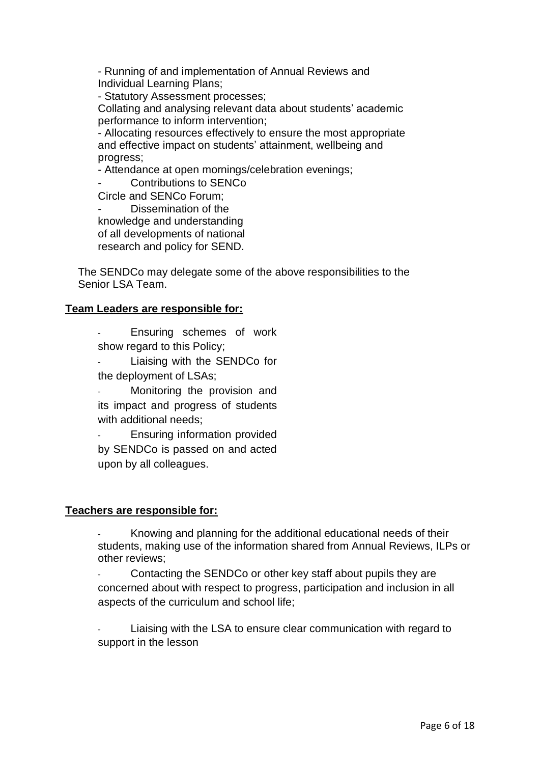- Running of and implementation of Annual Reviews and Individual Learning Plans;
- Statutory Assessment processes;

Collating and analysing relevant data about students' academic performance to inform intervention;

- Allocating resources effectively to ensure the most appropriate and effective impact on students' attainment, wellbeing and progress;
- Attendance at open mornings/celebration evenings;
- Contributions to SENCo Circle and SENCo Forum;
- Dissemination of the knowledge and understanding of all developments of national research and policy for SEND.

The SENDCo may delegate some of the above responsibilities to the Senior LSA Team.

**Team Leaders are responsible for:**

- Ensuring schemes of work show regard to this Policy;
- Liaising with the SENDCo for the deployment of LSAs;
- Monitoring the provision and its impact and progress of students with additional needs;
- Ensuring information provided by SENDCo is passed on and acted upon by all colleagues.

**Teachers are responsible for:**

- Knowing and planning for the additional educational needs of their students, making use of the information shared from Annual Reviews, ILPs or other reviews;
- Contacting the SENDCo or other key staff about pupils they are concerned about with respect to progress, participation and inclusion in all aspects of the curriculum and school life;
- Liaising with the LSA to ensure clear communication with regard to support in the lesson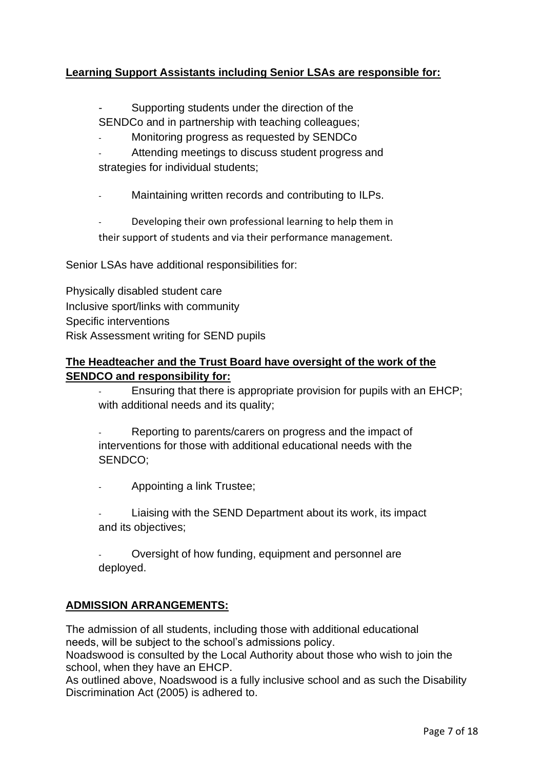**Learning Support Assistants including Senior LSAs are responsible for:**

- Supporting students under the direction of the SENDCo and in partnership with teaching colleagues;
- Monitoring progress as requested by SENDCo
- Attending meetings to discuss student progress and strategies for individual students;
- Maintaining written records and contributing to ILPs.
- Developing their own professional learning to help them in their support of students and via their performance management.

Senior LSAs have additional responsibilities for:

Physically disabled student care
Inclusive sport/links with community
Specific interventions
Risk Assessment writing for SEND pupils

**The Headteacher and the Trust Board have oversight of the work of the SENDCO and responsibility for:**

- Ensuring that there is appropriate provision for pupils with an EHCP; with additional needs and its quality;
- Reporting to parents/carers on progress and the impact of interventions for those with additional educational needs with the SENDCO;
- Appointing a link Trustee;
- Liaising with the SEND Department about its work, its impact and its objectives;
- Oversight of how funding, equipment and personnel are deployed.

**ADMISSION ARRANGEMENTS:**

The admission of all students, including those with additional educational needs, will be subject to the school's admissions policy.
Noadswood is consulted by the Local Authority about those who wish to join the school, when they have an EHCP.
As outlined above, Noadswood is a fully inclusive school and as such the Disability Discrimination Act (2005) is adhered to.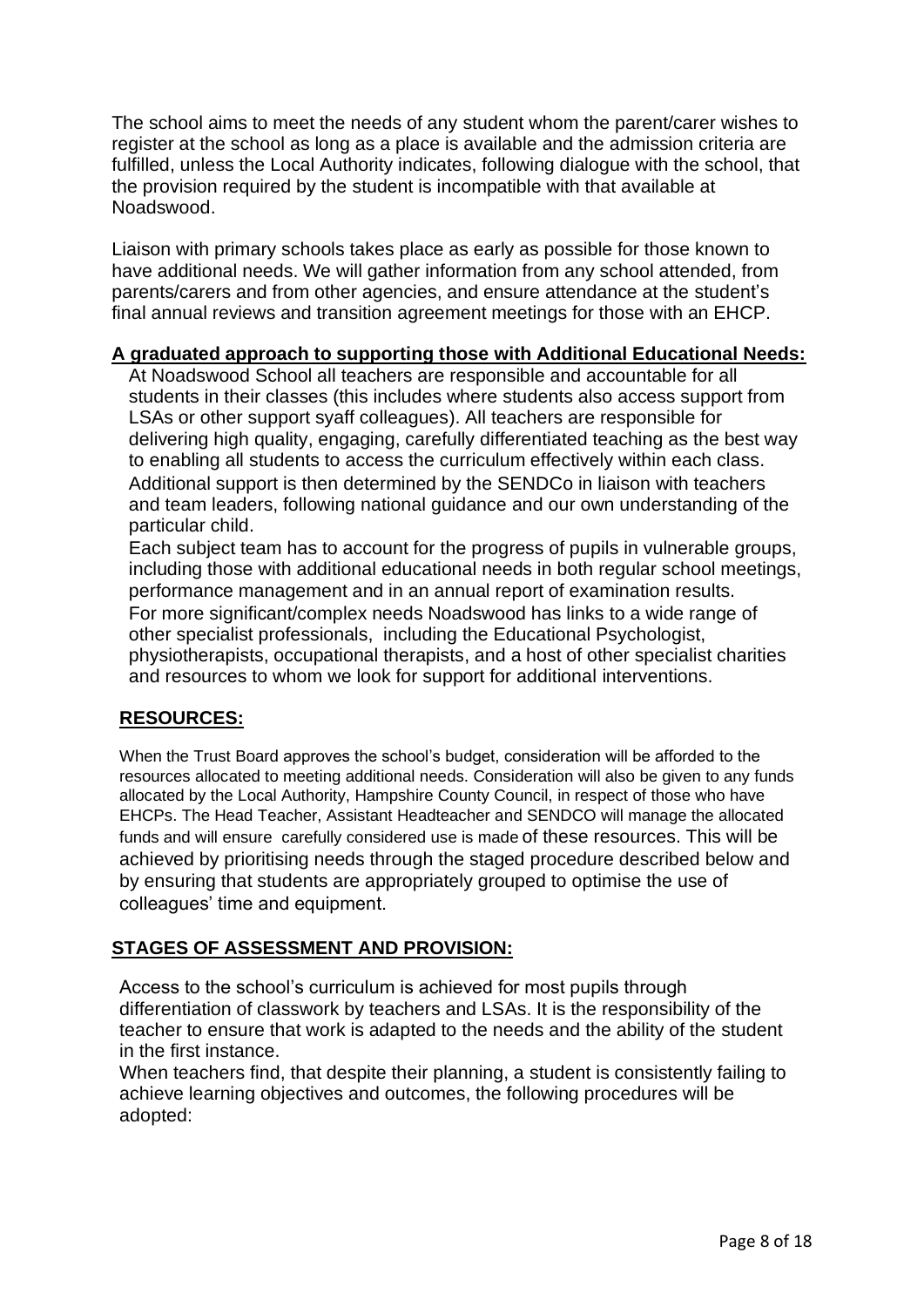The school aims to meet the needs of any student whom the parent/carer wishes to register at the school as long as a place is available and the admission criteria are fulfilled, unless the Local Authority indicates, following dialogue with the school, that the provision required by the student is incompatible with that available at Noadswood.

Liaison with primary schools takes place as early as possible for those known to have additional needs. We will gather information from any school attended, from parents/carers and from other agencies, and ensure attendance at the student's final annual reviews and transition agreement meetings for those with an EHCP.

**A graduated approach to supporting those with Additional Educational Needs:**

At Noadswood School all teachers are responsible and accountable for all students in their classes (this includes where students also access support from LSAs or other support syaff colleagues). All teachers are responsible for delivering high quality, engaging, carefully differentiated teaching as the best way to enabling all students to access the curriculum effectively within each class. Additional support is then determined by the SENDCo in liaison with teachers and team leaders, following national guidance and our own understanding of the particular child.

Each subject team has to account for the progress of pupils in vulnerable groups, including those with additional educational needs in both regular school meetings, performance management and in an annual report of examination results.

For more significant/complex needs Noadswood has links to a wide range of other specialist professionals, including the Educational Psychologist, physiotherapists, occupational therapists, and a host of other specialist charities and resources to whom we look for support for additional interventions.

## RESOURCES:

When the Trust Board approves the school's budget, consideration will be afforded to the resources allocated to meeting additional needs. Consideration will also be given to any funds allocated by the Local Authority, Hampshire County Council, in respect of those who have EHCPs. The Head Teacher, Assistant Headteacher and SENDCO will manage the allocated funds and will ensure carefully considered use is made of these resources. This will be achieved by prioritising needs through the staged procedure described below and by ensuring that students are appropriately grouped to optimise the use of colleagues' time and equipment.

## STAGES OF ASSESSMENT AND PROVISION:

Access to the school's curriculum is achieved for most pupils through differentiation of classwork by teachers and LSAs. It is the responsibility of the teacher to ensure that work is adapted to the needs and the ability of the student in the first instance.

When teachers find, that despite their planning, a student is consistently failing to achieve learning objectives and outcomes, the following procedures will be adopted: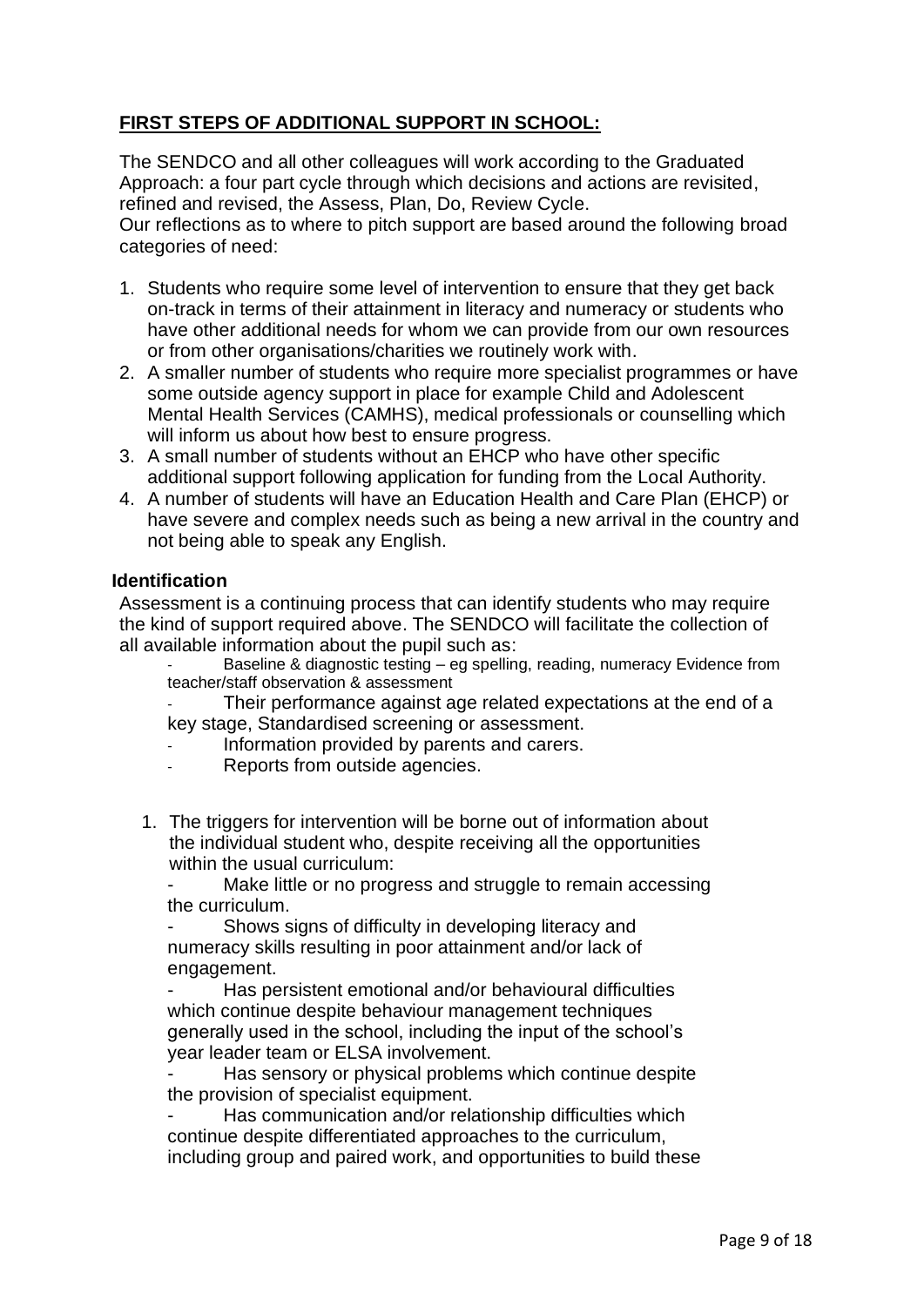## **FIRST STEPS OF ADDITIONAL SUPPORT IN SCHOOL:**

The SENDCO and all other colleagues will work according to the Graduated Approach: a four part cycle through which decisions and actions are revisited, refined and revised, the Assess, Plan, Do, Review Cycle.
Our reflections as to where to pitch support are based around the following broad categories of need:

1. Students who require some level of intervention to ensure that they get back on-track in terms of their attainment in literacy and numeracy or students who have other additional needs for whom we can provide from our own resources or from other organisations/charities we routinely work with.
2. A smaller number of students who require more specialist programmes or have some outside agency support in place for example Child and Adolescent Mental Health Services (CAMHS), medical professionals or counselling which will inform us about how best to ensure progress.
3. A small number of students without an EHCP who have other specific additional support following application for funding from the Local Authority.
4. A number of students will have an Education Health and Care Plan (EHCP) or have severe and complex needs such as being a new arrival in the country and not being able to speak any English.

### **Identification**

Assessment is a continuing process that can identify students who may require the kind of support required above. The SENDCO will facilitate the collection of all available information about the pupil such as:

- Baseline & diagnostic testing – eg spelling, reading, numeracy Evidence from teacher/staff observation & assessment
- Their performance against age related expectations at the end of a key stage, Standardised screening or assessment.
- Information provided by parents and carers.
- Reports from outside agencies.

1. The triggers for intervention will be borne out of information about the individual student who, despite receiving all the opportunities within the usual curriculum:
   - Make little or no progress and struggle to remain accessing the curriculum.
   - Shows signs of difficulty in developing literacy and numeracy skills resulting in poor attainment and/or lack of engagement.
   - Has persistent emotional and/or behavioural difficulties which continue despite behaviour management techniques generally used in the school, including the input of the school's year leader team or ELSA involvement.
   - Has sensory or physical problems which continue despite the provision of specialist equipment.
   - Has communication and/or relationship difficulties which continue despite differentiated approaches to the curriculum, including group and paired work, and opportunities to build these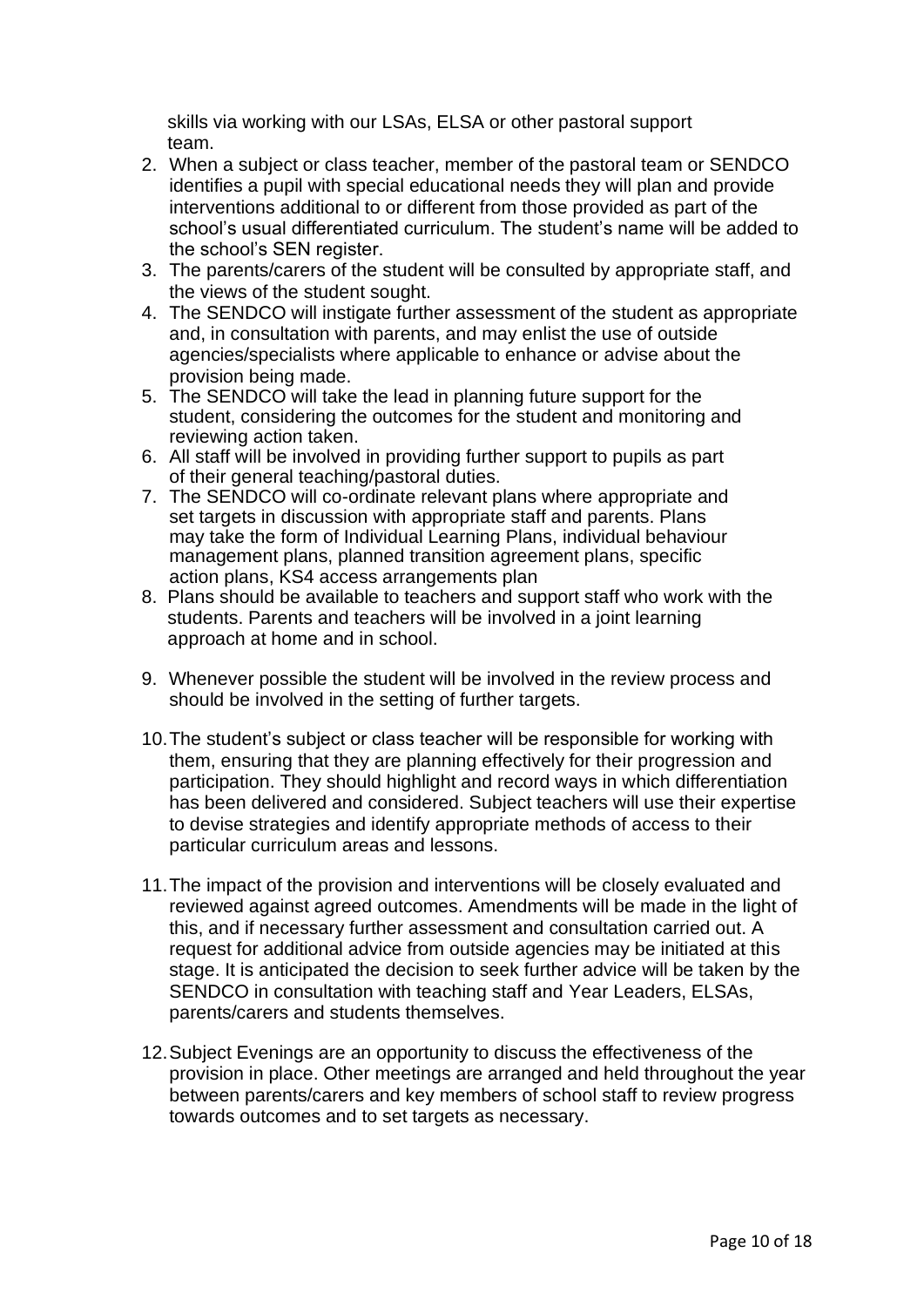skills via working with our LSAs, ELSA or other pastoral support team.

2. When a subject or class teacher, member of the pastoral team or SENDCO identifies a pupil with special educational needs they will plan and provide interventions additional to or different from those provided as part of the school's usual differentiated curriculum. The student's name will be added to the school's SEN register.
3. The parents/carers of the student will be consulted by appropriate staff, and the views of the student sought.
4. The SENDCO will instigate further assessment of the student as appropriate and, in consultation with parents, and may enlist the use of outside agencies/specialists where applicable to enhance or advise about the provision being made.
5. The SENDCO will take the lead in planning future support for the student, considering the outcomes for the student and monitoring and reviewing action taken.
6. All staff will be involved in providing further support to pupils as part of their general teaching/pastoral duties.
7. The SENDCO will co-ordinate relevant plans where appropriate and set targets in discussion with appropriate staff and parents. Plans may take the form of Individual Learning Plans, individual behaviour management plans, planned transition agreement plans, specific action plans, KS4 access arrangements plan
8. Plans should be available to teachers and support staff who work with the students. Parents and teachers will be involved in a joint learning approach at home and in school.
9. Whenever possible the student will be involved in the review process and should be involved in the setting of further targets.
10. The student's subject or class teacher will be responsible for working with them, ensuring that they are planning effectively for their progression and participation. They should highlight and record ways in which differentiation has been delivered and considered. Subject teachers will use their expertise to devise strategies and identify appropriate methods of access to their particular curriculum areas and lessons.
11. The impact of the provision and interventions will be closely evaluated and reviewed against agreed outcomes. Amendments will be made in the light of this, and if necessary further assessment and consultation carried out. A request for additional advice from outside agencies may be initiated at this stage. It is anticipated the decision to seek further advice will be taken by the SENDCO in consultation with teaching staff and Year Leaders, ELSAs, parents/carers and students themselves.
12. Subject Evenings are an opportunity to discuss the effectiveness of the provision in place. Other meetings are arranged and held throughout the year between parents/carers and key members of school staff to review progress towards outcomes and to set targets as necessary.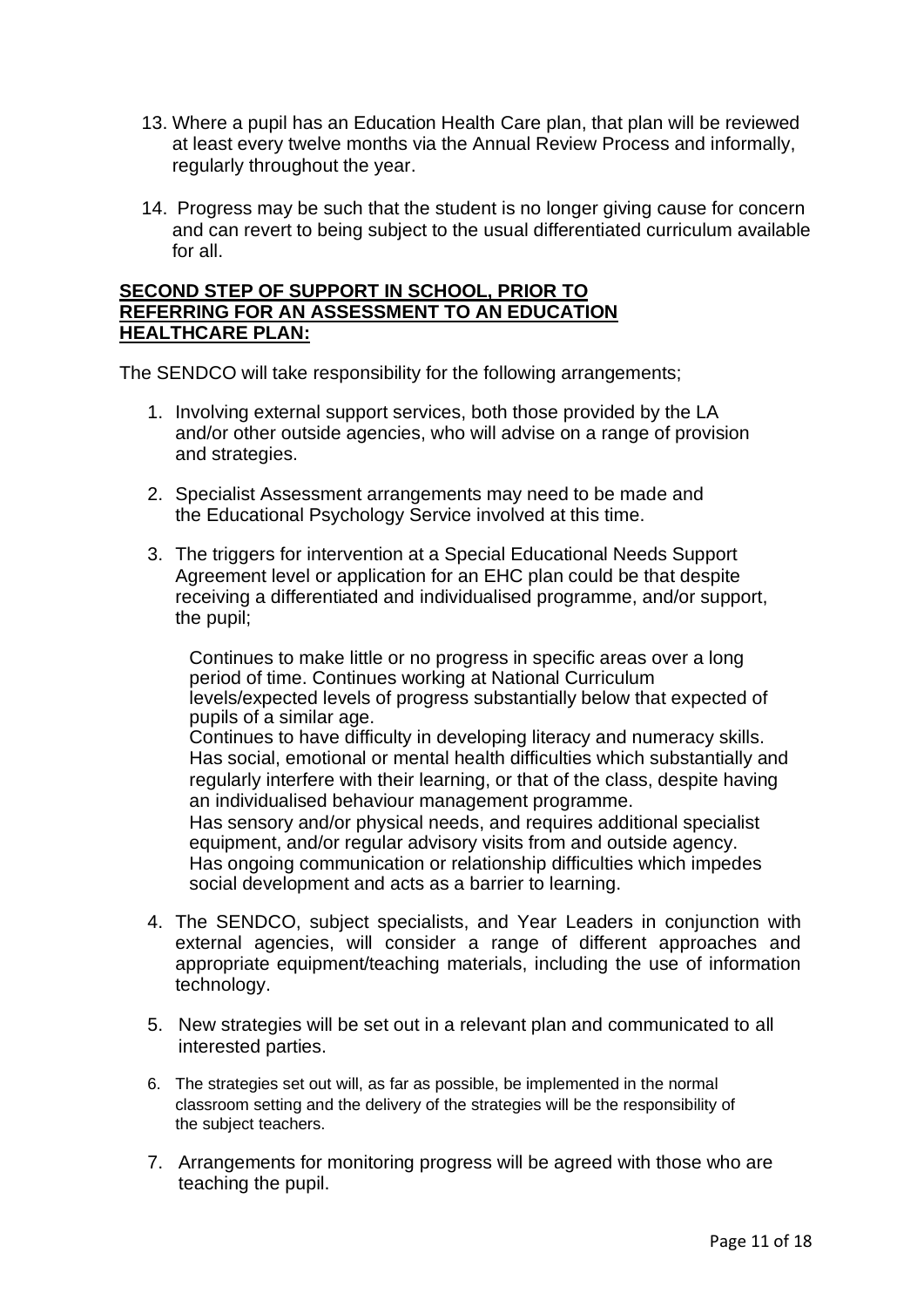13. Where a pupil has an Education Health Care plan, that plan will be reviewed at least every twelve months via the Annual Review Process and informally, regularly throughout the year.

14. Progress may be such that the student is no longer giving cause for concern and can revert to being subject to the usual differentiated curriculum available for all.

**SECOND STEP OF SUPPORT IN SCHOOL, PRIOR TO REFERRING FOR AN ASSESSMENT TO AN EDUCATION HEALTHCARE PLAN:**

The SENDCO will take responsibility for the following arrangements;

1. Involving external support services, both those provided by the LA and/or other outside agencies, who will advise on a range of provision and strategies.

2. Specialist Assessment arrangements may need to be made and the Educational Psychology Service involved at this time.

3. The triggers for intervention at a Special Educational Needs Support Agreement level or application for an EHC plan could be that despite receiving a differentiated and individualised programme, and/or support, the pupil;

   Continues to make little or no progress in specific areas over a long period of time. Continues working at National Curriculum levels/expected levels of progress substantially below that expected of pupils of a similar age.
   Continues to have difficulty in developing literacy and numeracy skills.
   Has social, emotional or mental health difficulties which substantially and regularly interfere with their learning, or that of the class, despite having an individualised behaviour management programme.
   Has sensory and/or physical needs, and requires additional specialist equipment, and/or regular advisory visits from and outside agency.
   Has ongoing communication or relationship difficulties which impedes social development and acts as a barrier to learning.

4. The SENDCO, subject specialists, and Year Leaders in conjunction with external agencies, will consider a range of different approaches and appropriate equipment/teaching materials, including the use of information technology.

5. New strategies will be set out in a relevant plan and communicated to all interested parties.

6. The strategies set out will, as far as possible, be implemented in the normal classroom setting and the delivery of the strategies will be the responsibility of the subject teachers.

7. Arrangements for monitoring progress will be agreed with those who are teaching the pupil.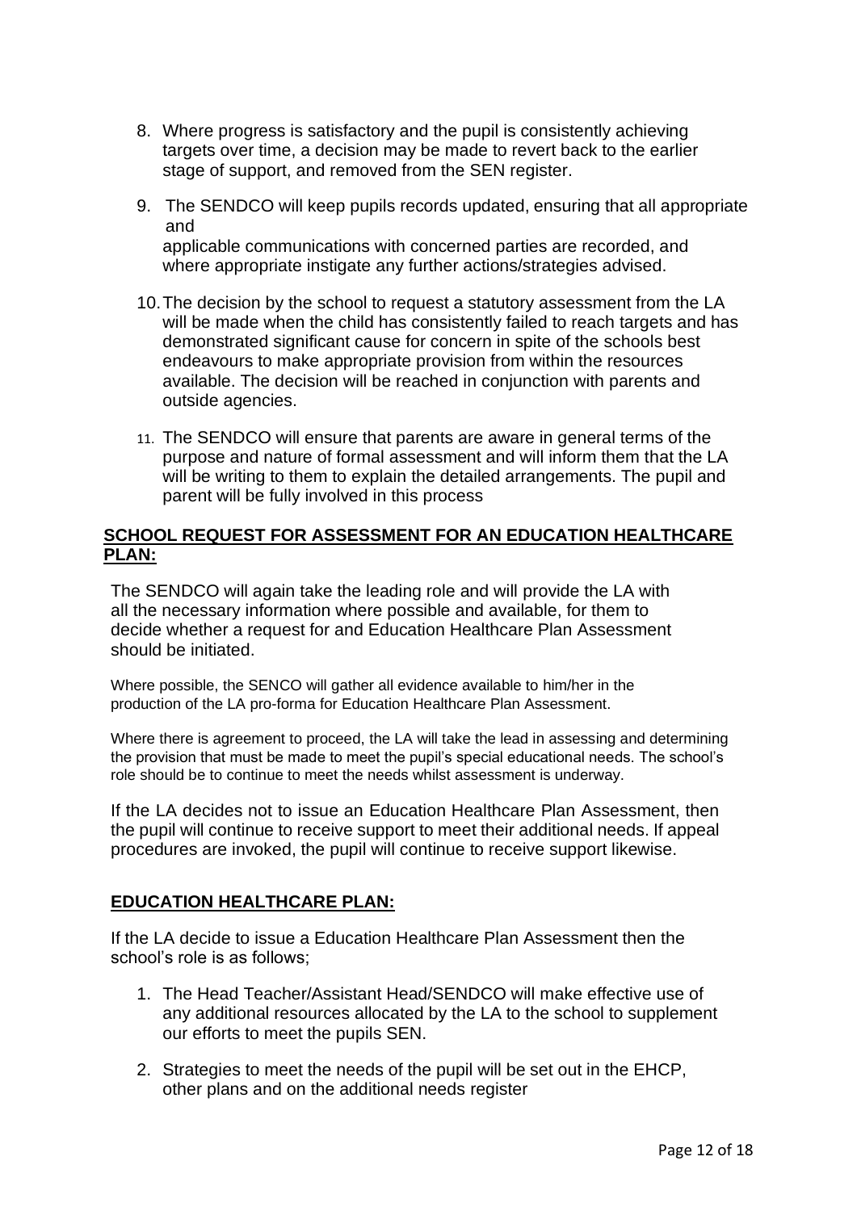8. Where progress is satisfactory and the pupil is consistently achieving targets over time, a decision may be made to revert back to the earlier stage of support, and removed from the SEN register.

9. The SENDCO will keep pupils records updated, ensuring that all appropriate and applicable communications with concerned parties are recorded, and where appropriate instigate any further actions/strategies advised.

10. The decision by the school to request a statutory assessment from the LA will be made when the child has consistently failed to reach targets and has demonstrated significant cause for concern in spite of the schools best endeavours to make appropriate provision from within the resources available. The decision will be reached in conjunction with parents and outside agencies.

11. The SENDCO will ensure that parents are aware in general terms of the purpose and nature of formal assessment and will inform them that the LA will be writing to them to explain the detailed arrangements. The pupil and parent will be fully involved in this process

**SCHOOL REQUEST FOR ASSESSMENT FOR AN EDUCATION HEALTHCARE PLAN:**

The SENDCO will again take the leading role and will provide the LA with all the necessary information where possible and available, for them to decide whether a request for and Education Healthcare Plan Assessment should be initiated.

Where possible, the SENCO will gather all evidence available to him/her in the production of the LA pro-forma for Education Healthcare Plan Assessment.

Where there is agreement to proceed, the LA will take the lead in assessing and determining the provision that must be made to meet the pupil's special educational needs. The school's role should be to continue to meet the needs whilst assessment is underway.

If the LA decides not to issue an Education Healthcare Plan Assessment, then the pupil will continue to receive support to meet their additional needs. If appeal procedures are invoked, the pupil will continue to receive support likewise.

**EDUCATION HEALTHCARE PLAN:**

If the LA decide to issue a Education Healthcare Plan Assessment then the school's role is as follows;

1. The Head Teacher/Assistant Head/SENDCO will make effective use of any additional resources allocated by the LA to the school to supplement our efforts to meet the pupils SEN.

2. Strategies to meet the needs of the pupil will be set out in the EHCP, other plans and on the additional needs register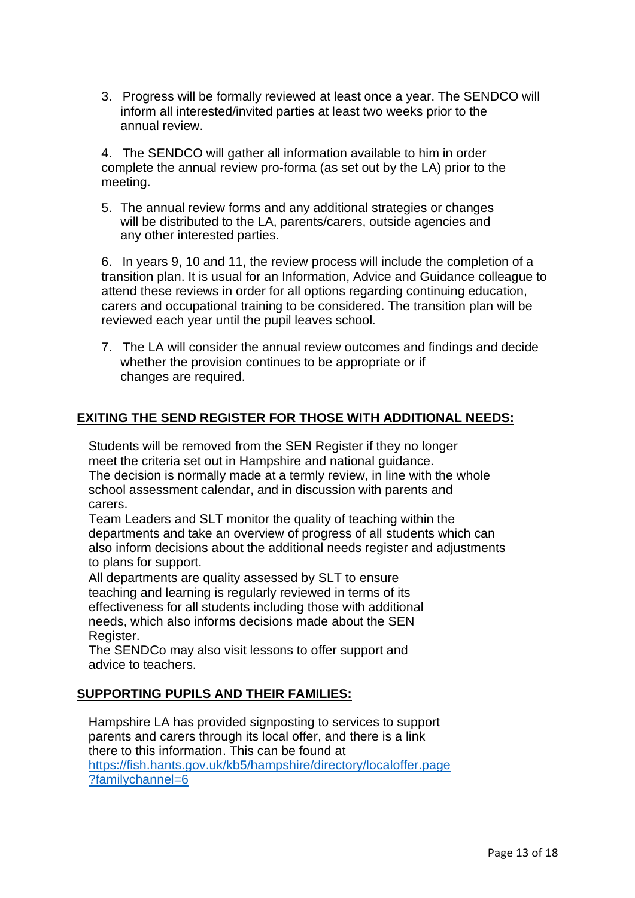3. Progress will be formally reviewed at least once a year. The SENDCO will inform all interested/invited parties at least two weeks prior to the annual review.

4. The SENDCO will gather all information available to him in order complete the annual review pro-forma (as set out by the LA) prior to the meeting.

5. The annual review forms and any additional strategies or changes will be distributed to the LA, parents/carers, outside agencies and any other interested parties.

6. In years 9, 10 and 11, the review process will include the completion of a transition plan. It is usual for an Information, Advice and Guidance colleague to attend these reviews in order for all options regarding continuing education, carers and occupational training to be considered. The transition plan will be reviewed each year until the pupil leaves school.

7. The LA will consider the annual review outcomes and findings and decide whether the provision continues to be appropriate or if changes are required.

## EXITING THE SEND REGISTER FOR THOSE WITH ADDITIONAL NEEDS:

Students will be removed from the SEN Register if they no longer meet the criteria set out in Hampshire and national guidance.
The decision is normally made at a termly review, in line with the whole school assessment calendar, and in discussion with parents and carers.
Team Leaders and SLT monitor the quality of teaching within the departments and take an overview of progress of all students which can also inform decisions about the additional needs register and adjustments to plans for support.
All departments are quality assessed by SLT to ensure teaching and learning is regularly reviewed in terms of its effectiveness for all students including those with additional needs, which also informs decisions made about the SEN Register.
The SENDCo may also visit lessons to offer support and advice to teachers.

## SUPPORTING PUPILS AND THEIR FAMILIES:

Hampshire LA has provided signposting to services to support parents and carers through its local offer, and there is a link there to this information. This can be found at https://fish.hants.gov.uk/kb5/hampshire/directory/localoffer.page?familychannel=6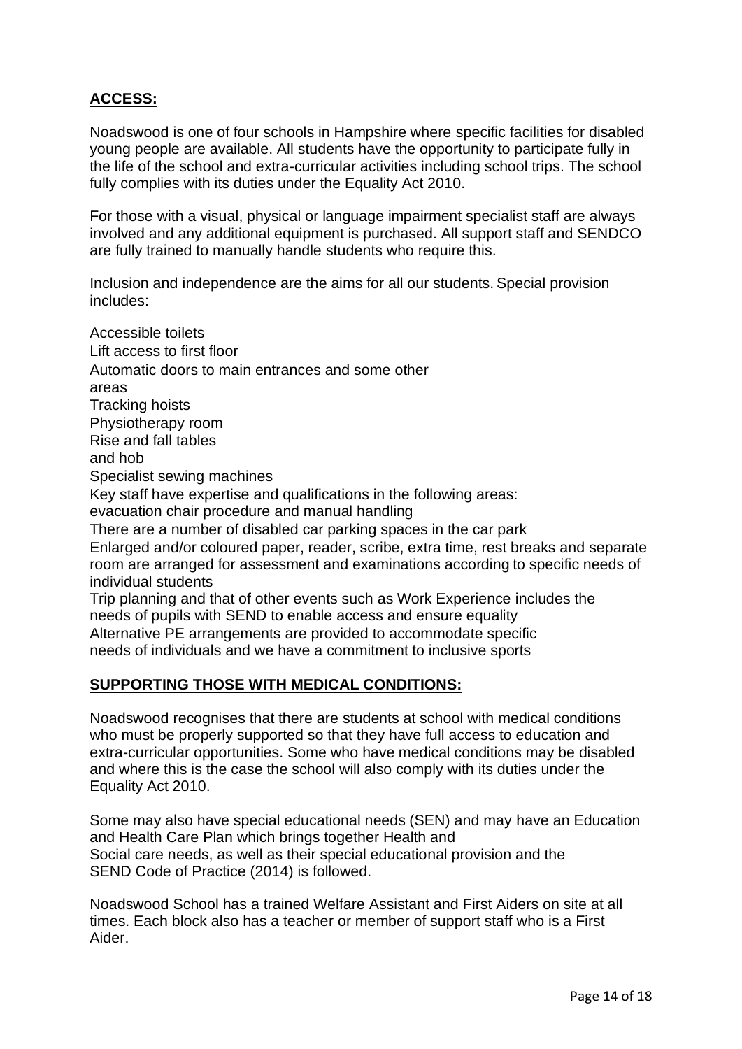## ACCESS:

Noadswood is one of four schools in Hampshire where specific facilities for disabled young people are available. All students have the opportunity to participate fully in the life of the school and extra-curricular activities including school trips. The school fully complies with its duties under the Equality Act 2010.

For those with a visual, physical or language impairment specialist staff are always involved and any additional equipment is purchased. All support staff and SENDCO are fully trained to manually handle students who require this.

Inclusion and independence are the aims for all our students. Special provision includes:

Accessible toilets
Lift access to first floor
Automatic doors to main entrances and some other areas
Tracking hoists
Physiotherapy room
Rise and fall tables and hob
Specialist sewing machines
Key staff have expertise and qualifications in the following areas: evacuation chair procedure and manual handling
There are a number of disabled car parking spaces in the car park
Enlarged and/or coloured paper, reader, scribe, extra time, rest breaks and separate room are arranged for assessment and examinations according to specific needs of individual students
Trip planning and that of other events such as Work Experience includes the needs of pupils with SEND to enable access and ensure equality
Alternative PE arrangements are provided to accommodate specific needs of individuals and we have a commitment to inclusive sports

## SUPPORTING THOSE WITH MEDICAL CONDITIONS:

Noadswood recognises that there are students at school with medical conditions who must be properly supported so that they have full access to education and extra-curricular opportunities. Some who have medical conditions may be disabled and where this is the case the school will also comply with its duties under the Equality Act 2010.

Some may also have special educational needs (SEN) and may have an Education and Health Care Plan which brings together Health and Social care needs, as well as their special educational provision and the SEND Code of Practice (2014) is followed.

Noadswood School has a trained Welfare Assistant and First Aiders on site at all times. Each block also has a teacher or member of support staff who is a First Aider.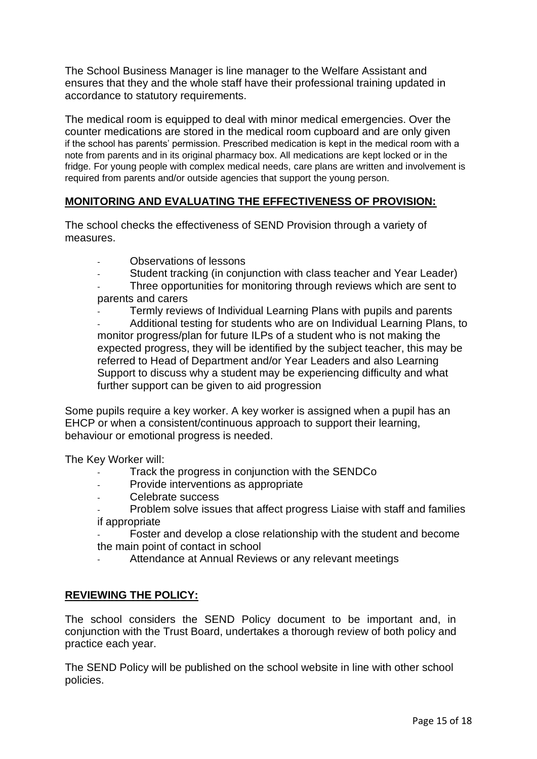The School Business Manager is line manager to the Welfare Assistant and ensures that they and the whole staff have their professional training updated in accordance to statutory requirements.

The medical room is equipped to deal with minor medical emergencies. Over the counter medications are stored in the medical room cupboard and are only given if the school has parents' permission. Prescribed medication is kept in the medical room with a note from parents and in its original pharmacy box. All medications are kept locked or in the fridge. For young people with complex medical needs, care plans are written and involvement is required from parents and/or outside agencies that support the young person.

## MONITORING AND EVALUATING THE EFFECTIVENESS OF PROVISION:

The school checks the effectiveness of SEND Provision through a variety of measures.

- Observations of lessons
- Student tracking (in conjunction with class teacher and Year Leader)
- Three opportunities for monitoring through reviews which are sent to parents and carers
- Termly reviews of Individual Learning Plans with pupils and parents
- Additional testing for students who are on Individual Learning Plans, to monitor progress/plan for future ILPs of a student who is not making the expected progress, they will be identified by the subject teacher, this may be referred to Head of Department and/or Year Leaders and also Learning Support to discuss why a student may be experiencing difficulty and what further support can be given to aid progression

Some pupils require a key worker. A key worker is assigned when a pupil has an EHCP or when a consistent/continuous approach to support their learning, behaviour or emotional progress is needed.

The Key Worker will:

- Track the progress in conjunction with the SENDCo
- Provide interventions as appropriate
- Celebrate success
- Problem solve issues that affect progress Liaise with staff and families if appropriate
- Foster and develop a close relationship with the student and become the main point of contact in school
- Attendance at Annual Reviews or any relevant meetings

## REVIEWING THE POLICY:

The school considers the SEND Policy document to be important and, in conjunction with the Trust Board, undertakes a thorough review of both policy and practice each year.

The SEND Policy will be published on the school website in line with other school policies.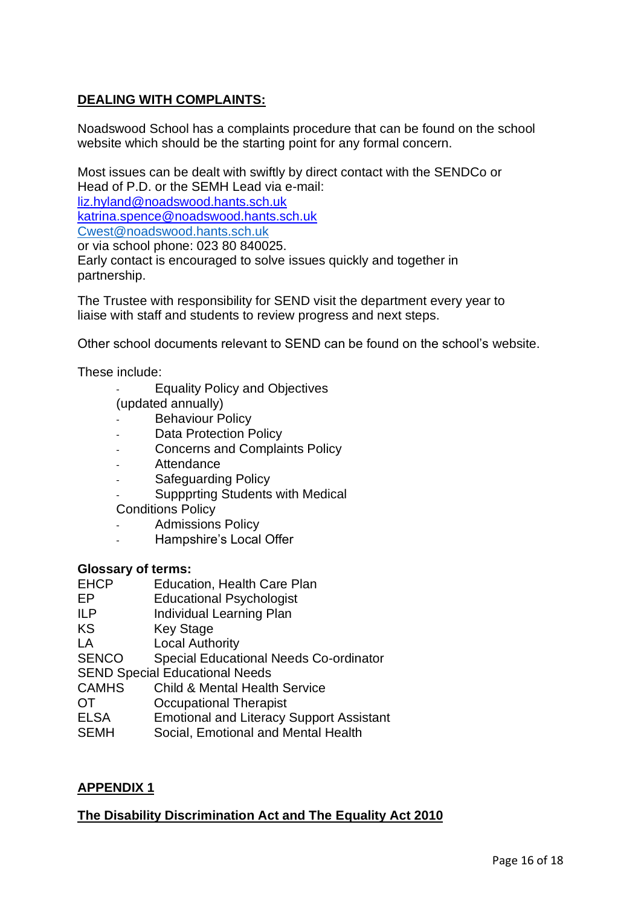## DEALING WITH COMPLAINTS:

Noadswood School has a complaints procedure that can be found on the school website which should be the starting point for any formal concern.

Most issues can be dealt with swiftly by direct contact with the SENDCo or Head of P.D. or the SEMH Lead via e-mail:
liz.hyland@noadswood.hants.sch.uk
katrina.spence@noadswood.hants.sch.uk
Cwest@noadswood.hants.sch.uk
or via school phone: 023 80 840025.
Early contact is encouraged to solve issues quickly and together in partnership.

The Trustee with responsibility for SEND visit the department every year to liaise with staff and students to review progress and next steps.

Other school documents relevant to SEND can be found on the school's website.

These include:

- Equality Policy and Objectives (updated annually)
- Behaviour Policy
- Data Protection Policy
- Concerns and Complaints Policy
- Attendance
- Safeguarding Policy
- Suppprting Students with Medical Conditions Policy
- Admissions Policy
- Hampshire's Local Offer

**Glossary of terms:**

| | |
|---|---|
| EHCP | Education, Health Care Plan |
| EP | Educational Psychologist |
| ILP | Individual Learning Plan |
| KS | Key Stage |
| LA | Local Authority |
| SENCO | Special Educational Needs Co-ordinator |
| SEND | Special Educational Needs |
| CAMHS | Child & Mental Health Service |
| OT | Occupational Therapist |
| ELSA | Emotional and Literacy Support Assistant |
| SEMH | Social, Emotional and Mental Health |

## APPENDIX 1

### The Disability Discrimination Act and The Equality Act 2010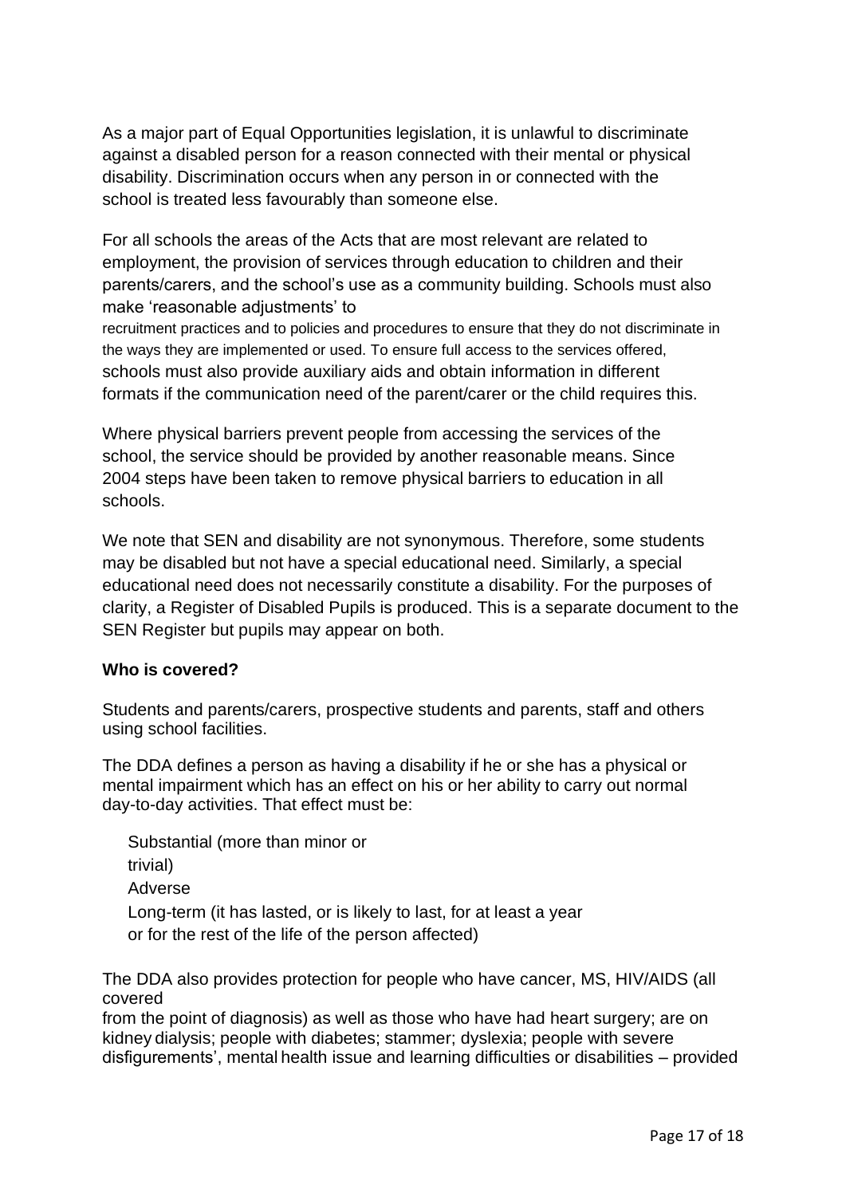As a major part of Equal Opportunities legislation, it is unlawful to discriminate against a disabled person for a reason connected with their mental or physical disability. Discrimination occurs when any person in or connected with the school is treated less favourably than someone else.

For all schools the areas of the Acts that are most relevant are related to employment, the provision of services through education to children and their parents/carers, and the school's use as a community building. Schools must also make 'reasonable adjustments' to recruitment practices and to policies and procedures to ensure that they do not discriminate in the ways they are implemented or used. To ensure full access to the services offered, schools must also provide auxiliary aids and obtain information in different formats if the communication need of the parent/carer or the child requires this.

Where physical barriers prevent people from accessing the services of the school, the service should be provided by another reasonable means. Since 2004 steps have been taken to remove physical barriers to education in all schools.

We note that SEN and disability are not synonymous. Therefore, some students may be disabled but not have a special educational need. Similarly, a special educational need does not necessarily constitute a disability. For the purposes of clarity, a Register of Disabled Pupils is produced. This is a separate document to the SEN Register but pupils may appear on both.

**Who is covered?**

Students and parents/carers, prospective students and parents, staff and others using school facilities.

The DDA defines a person as having a disability if he or she has a physical or mental impairment which has an effect on his or her ability to carry out normal day-to-day activities. That effect must be:

- Substantial (more than minor or trivial)
- Adverse
- Long-term (it has lasted, or is likely to last, for at least a year or for the rest of the life of the person affected)

The DDA also provides protection for people who have cancer, MS, HIV/AIDS (all covered from the point of diagnosis) as well as those who have had heart surgery; are on kidney dialysis; people with diabetes; stammer; dyslexia; people with severe disfigurements', mental health issue and learning difficulties or disabilities – provided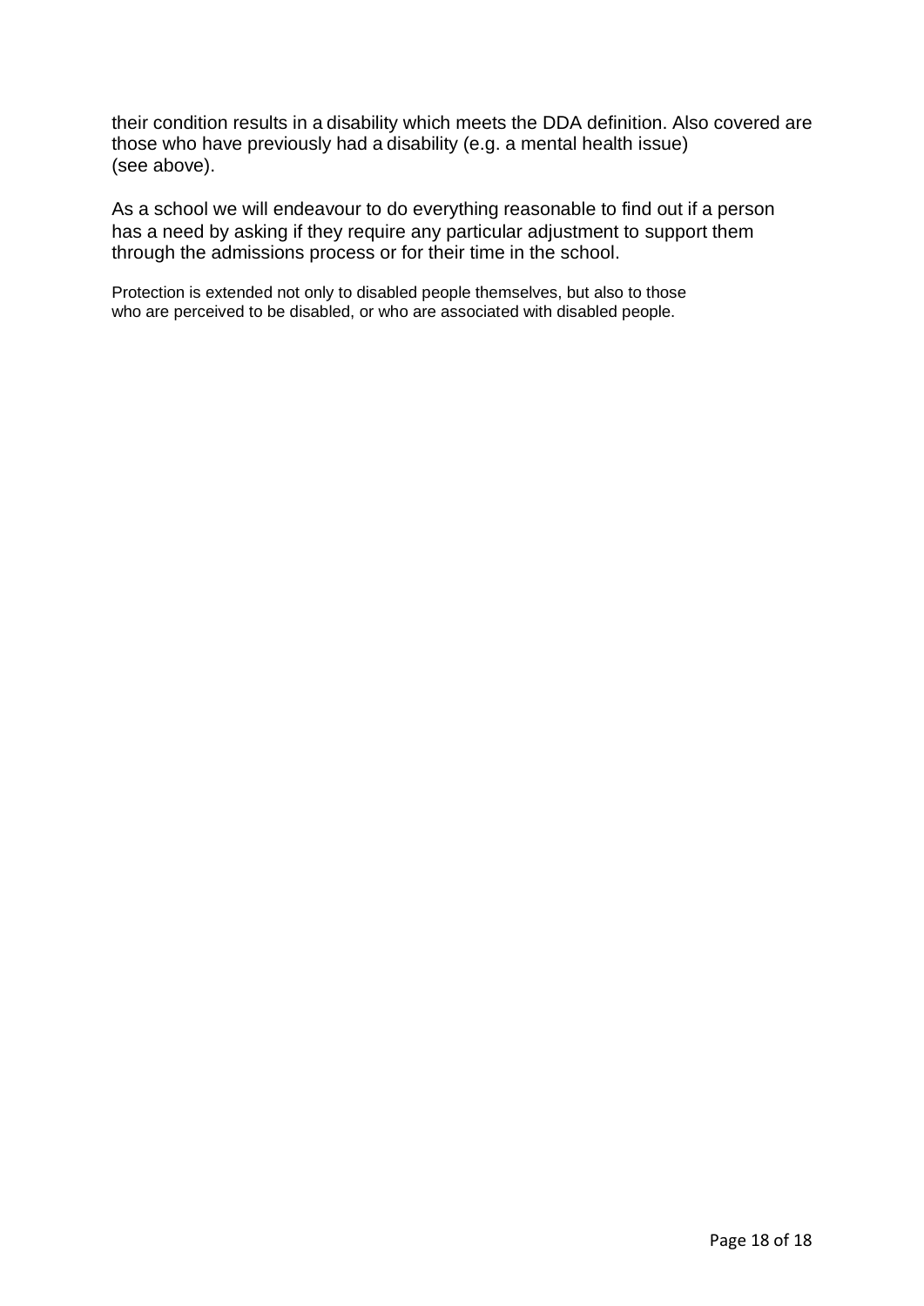their condition results in a disability which meets the DDA definition. Also covered are those who have previously had a disability (e.g. a mental health issue) (see above).

As a school we will endeavour to do everything reasonable to find out if a person has a need by asking if they require any particular adjustment to support them through the admissions process or for their time in the school.

Protection is extended not only to disabled people themselves, but also to those who are perceived to be disabled, or who are associated with disabled people.